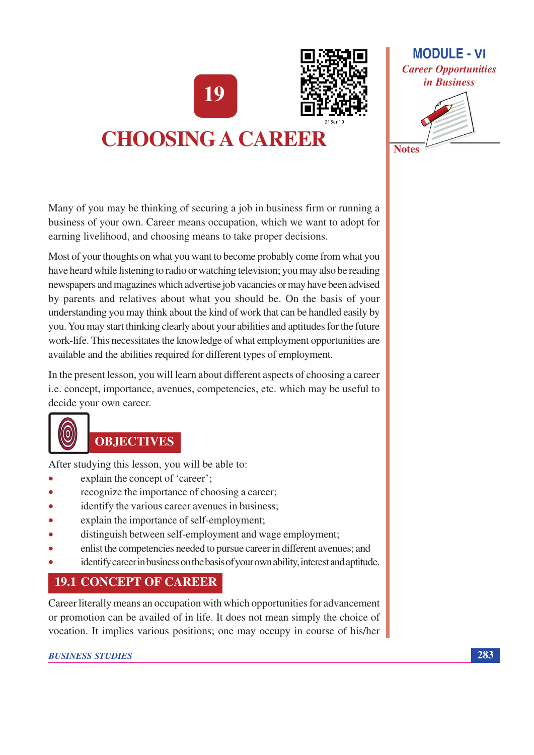# 19

# CHOOSING A CAREER

Many of you may be thinking of securing a job in business firm or running a business of your own. Career means occupation, which we want to adopt for earning livelihood, and choosing means to take proper decisions.

Most of your thoughts on what you want to become probably come from what you have heard while listening to radio or watching television; you may also be reading newspapers and magazines which advertise job vacancies or may have been advised by parents and relatives about what you should be. On the basis of your understanding you may think about the kind of work that can be handled easily by you. You may start thinking clearly about your abilities and aptitudes for the future work-life. This necessitates the knowledge of what employment opportunities are available and the abilities required for different types of employment.

In the present lesson, you will learn about different aspects of choosing a career i.e. concept, importance, avenues, competencies, etc. which may be useful to decide your own career.

## OBJECTIVES

After studying this lesson, you will be able to:

- explain the concept of 'career';
- recognize the importance of choosing a career;
- identify the various career avenues in business;
- explain the importance of self-employment;
- distinguish between self-employment and wage employment;
- enlist the competencies needed to pursue career in different avenues; and
- identify career in business on the basis of your own ability, interest and aptitude.

## 19.1 CONCEPT OF CAREER

Career literally means an occupation with which opportunities for advancement or promotion can be availed of in life. It does not mean simply the choice of vocation. It implies various positions; one may occupy in course of his/her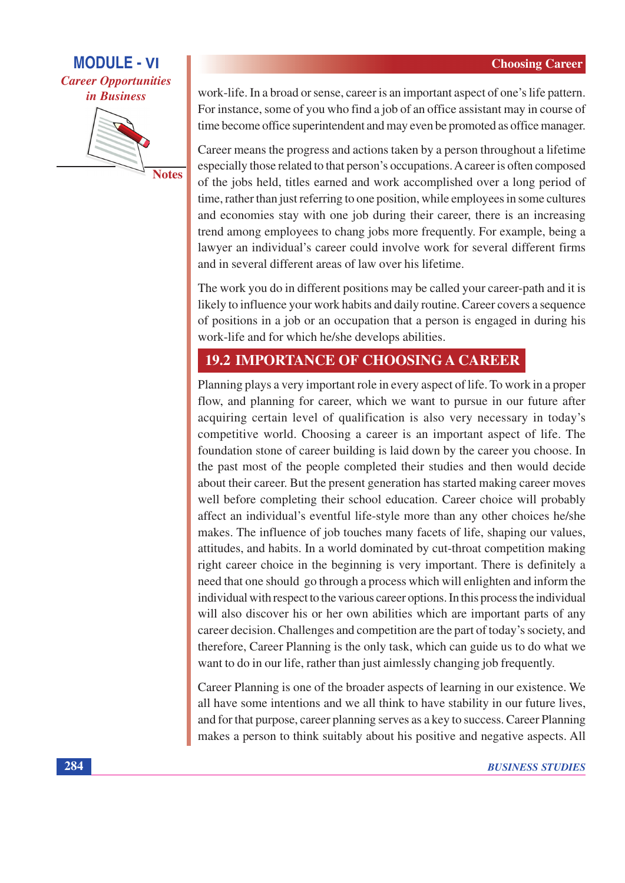work-life. In a broad or sense, career is an important aspect of one's life pattern. For instance, some of you who find a job of an office assistant may in course of time become office superintendent and may even be promoted as office manager.

Career means the progress and actions taken by a person throughout a lifetime especially those related to that person's occupations. A career is often composed of the jobs held, titles earned and work accomplished over a long period of time, rather than just referring to one position, while employees in some cultures and economies stay with one job during their career, there is an increasing trend among employees to chang jobs more frequently. For example, being a lawyer an individual's career could involve work for several different firms and in several different areas of law over his lifetime.

The work you do in different positions may be called your career-path and it is likely to influence your work habits and daily routine. Career covers a sequence of positions in a job or an occupation that a person is engaged in during his work-life and for which he/she develops abilities.

## 19.2 IMPORTANCE OF CHOOSING A CAREER

Planning plays a very important role in every aspect of life. To work in a proper flow, and planning for career, which we want to pursue in our future after acquiring certain level of qualification is also very necessary in today's competitive world. Choosing a career is an important aspect of life. The foundation stone of career building is laid down by the career you choose. In the past most of the people completed their studies and then would decide about their career. But the present generation has started making career moves well before completing their school education. Career choice will probably affect an individual's eventful life-style more than any other choices he/she makes. The influence of job touches many facets of life, shaping our values, attitudes, and habits. In a world dominated by cut-throat competition making right career choice in the beginning is very important. There is definitely a need that one should go through a process which will enlighten and inform the individual with respect to the various career options. In this process the individual will also discover his or her own abilities which are important parts of any career decision. Challenges and competition are the part of today's society, and therefore, Career Planning is the only task, which can guide us to do what we want to do in our life, rather than just aimlessly changing job frequently.

Career Planning is one of the broader aspects of learning in our existence. We all have some intentions and we all think to have stability in our future lives, and for that purpose, career planning serves as a key to success. Career Planning makes a person to think suitably about his positive and negative aspects. All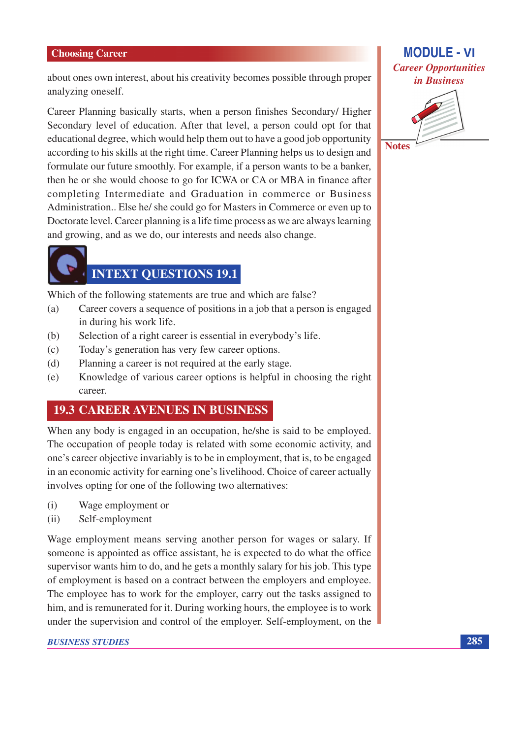about ones own interest, about his creativity becomes possible through proper analyzing oneself.

Career Planning basically starts, when a person finishes Secondary/ Higher Secondary level of education. After that level, a person could opt for that educational degree, which would help them out to have a good job opportunity according to his skills at the right time. Career Planning helps us to design and formulate our future smoothly. For example, if a person wants to be a banker, then he or she would choose to go for ICWA or CA or MBA in finance after completing Intermediate and Graduation in commerce or Business Administration.. Else he/ she could go for Masters in Commerce or even up to Doctorate level. Career planning is a life time process as we are always learning and growing, and as we do, our interests and needs also change.

## INTEXT QUESTIONS 19.1

Which of the following statements are true and which are false?

(a) Career covers a sequence of positions in a job that a person is engaged in during his work life.

(b) Selection of a right career is essential in everybody's life.

(c) Today's generation has very few career options.

(d) Planning a career is not required at the early stage.

(e) Knowledge of various career options is helpful in choosing the right career.

## 19.3 CAREER AVENUES IN BUSINESS

When any body is engaged in an occupation, he/she is said to be employed. The occupation of people today is related with some economic activity, and one's career objective invariably is to be in employment, that is, to be engaged in an economic activity for earning one's livelihood. Choice of career actually involves opting for one of the following two alternatives:

(i) Wage employment or

(ii) Self-employment

Wage employment means serving another person for wages or salary. If someone is appointed as office assistant, he is expected to do what the office supervisor wants him to do, and he gets a monthly salary for his job. This type of employment is based on a contract between the employers and employee. The employee has to work for the employer, carry out the tasks assigned to him, and is remunerated for it. During working hours, the employee is to work under the supervision and control of the employer. Self-employment, on the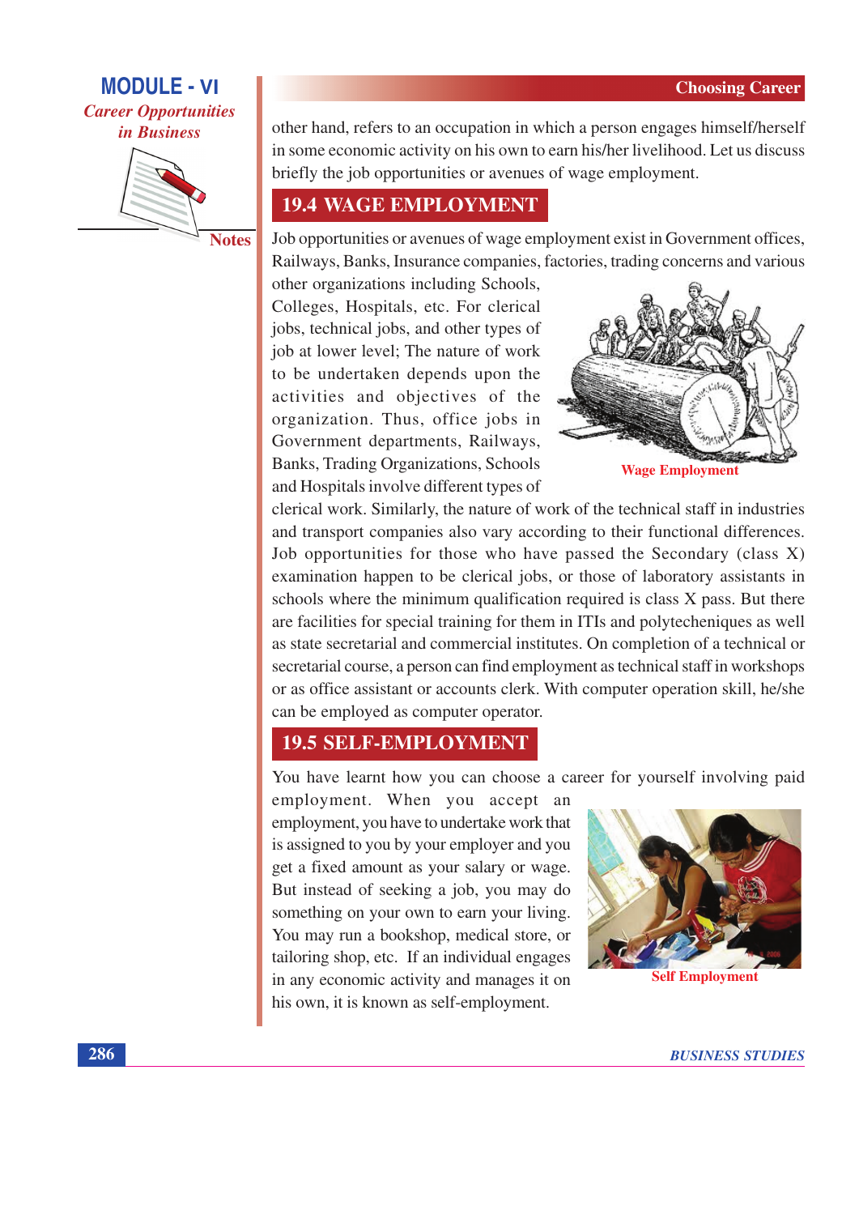other hand, refers to an occupation in which a person engages himself/herself in some economic activity on his own to earn his/her livelihood. Let us discuss briefly the job opportunities or avenues of wage employment.

## 19.4 WAGE EMPLOYMENT

Job opportunities or avenues of wage employment exist in Government offices, Railways, Banks, Insurance companies, factories, trading concerns and various other organizations including Schools, Colleges, Hospitals, etc. For clerical jobs, technical jobs, and other types of job at lower level; The nature of work to be undertaken depends upon the activities and objectives of the organization. Thus, office jobs in Government departments, Railways, Banks, Trading Organizations, Schools and Hospitals involve different types of clerical work. Similarly, the nature of work of the technical staff in industries and transport companies also vary according to their functional differences. Job opportunities for those who have passed the Secondary (class X) examination happen to be clerical jobs, or those of laboratory assistants in schools where the minimum qualification required is class X pass. But there are facilities for special training for them in ITIs and polytecheniques as well as state secretarial and commercial institutes. On completion of a technical or secretarial course, a person can find employment as technical staff in workshops or as office assistant or accounts clerk. With computer operation skill, he/she can be employed as computer operator.

Wage Employment

## 19.5 SELF-EMPLOYMENT

You have learnt how you can choose a career for yourself involving paid employment. When you accept an employment, you have to undertake work that is assigned to you by your employer and you get a fixed amount as your salary or wage. But instead of seeking a job, you may do something on your own to earn your living. You may run a bookshop, medical store, or tailoring shop, etc. If an individual engages in any economic activity and manages it on his own, it is known as self-employment.

Self Employment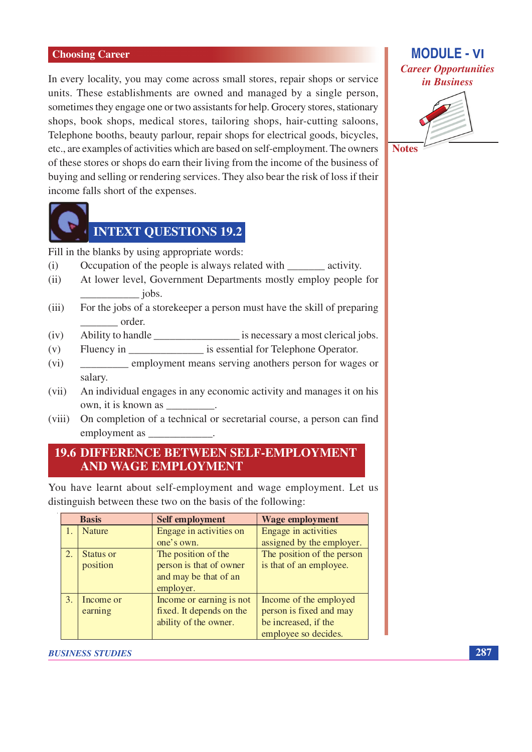In every locality, you may come across small stores, repair shops or service units. These establishments are owned and managed by a single person, sometimes they engage one or two assistants for help. Grocery stores, stationary shops, book shops, medical stores, tailoring shops, hair-cutting saloons, Telephone booths, beauty parlour, repair shops for electrical goods, bicycles, etc., are examples of activities which are based on self-employment. The owners of these stores or shops do earn their living from the income of the business of buying and selling or rendering services. They also bear the risk of loss if their income falls short of the expenses.

## INTEXT QUESTIONS 19.2

Fill in the blanks by using appropriate words:

(i) Occupation of the people is always related with _______ activity.

(ii) At lower level, Government Departments mostly employ people for ___________ jobs.

(iii) For the jobs of a storekeeper a person must have the skill of preparing _______ order.

(iv) Ability to handle ________________ is necessary a most clerical jobs.

(v) Fluency in ______________ is essential for Telephone Operator.

(vi) _________ employment means serving anothers person for wages or salary.

(vii) An individual engages in any economic activity and manages it on his own, it is known as _________.

(viii) On completion of a technical or secretarial course, a person can find employment as ____________.

## 19.6 DIFFERENCE BETWEEN SELF-EMPLOYMENT AND WAGE EMPLOYMENT

You have learnt about self-employment and wage employment. Let us distinguish between these two on the basis of the following:

| | Basis | Self employment | Wage employment |
|---|---|---|---|
| 1. | Nature | Engage in activities on one's own. | Engage in activities assigned by the employer. |
| 2. | Status or position | The position of the person is that of owner and may be that of an employer. | The position of the person is that of an employee. |
| 3. | Income or earning | Income or earning is not fixed. It depends on the ability of the owner. | Income of the employed person is fixed and may be increased, if the employee so decides. |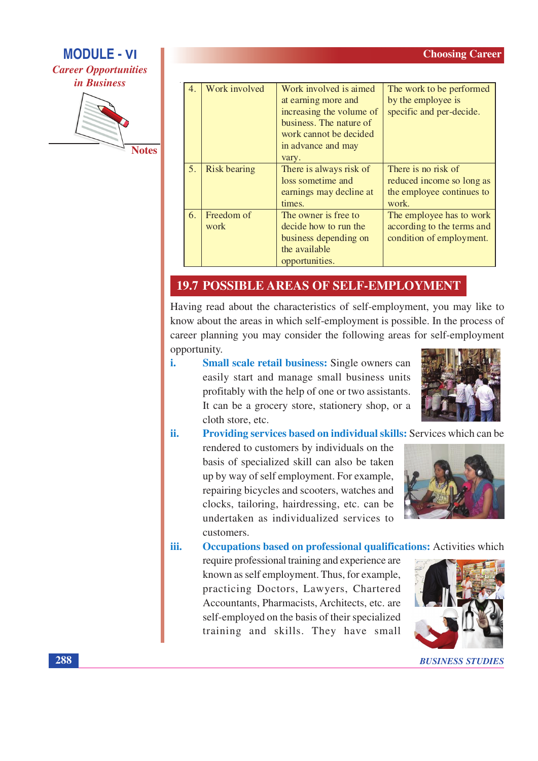| 4. | Work involved | Work involved is aimed at earning more and increasing the volume of business. The nature of work cannot be decided in advance and may vary. | The work to be performed by the employee is specific and per-decide. |
|---|---|---|---|
| 5. | Risk bearing | There is always risk of loss sometime and earnings may decline at times. | There is no risk of reduced income so long as the employee continues to work. |
| 6. | Freedom of work | The owner is free to decide how to run the business depending on the available opportunities. | The employee has to work according to the terms and condition of employment. |

## 19.7 POSSIBLE AREAS OF SELF-EMPLOYMENT

Having read about the characteristics of self-employment, you may like to know about the areas in which self-employment is possible. In the process of career planning you may consider the following areas for self-employment opportunity.

i. **Small scale retail business:** Single owners can easily start and manage small business units profitably with the help of one or two assistants. It can be a grocery store, stationery shop, or a cloth store, etc.

ii. **Providing services based on individual skills:** Services which can be rendered to customers by individuals on the basis of specialized skill can also be taken up by way of self employment. For example, repairing bicycles and scooters, watches and clocks, tailoring, hairdressing, etc. can be undertaken as individualized services to customers.

iii. **Occupations based on professional qualifications:** Activities which require professional training and experience are known as self employment. Thus, for example, practicing Doctors, Lawyers, Chartered Accountants, Pharmacists, Architects, etc. are self-employed on the basis of their specialized training and skills. They have small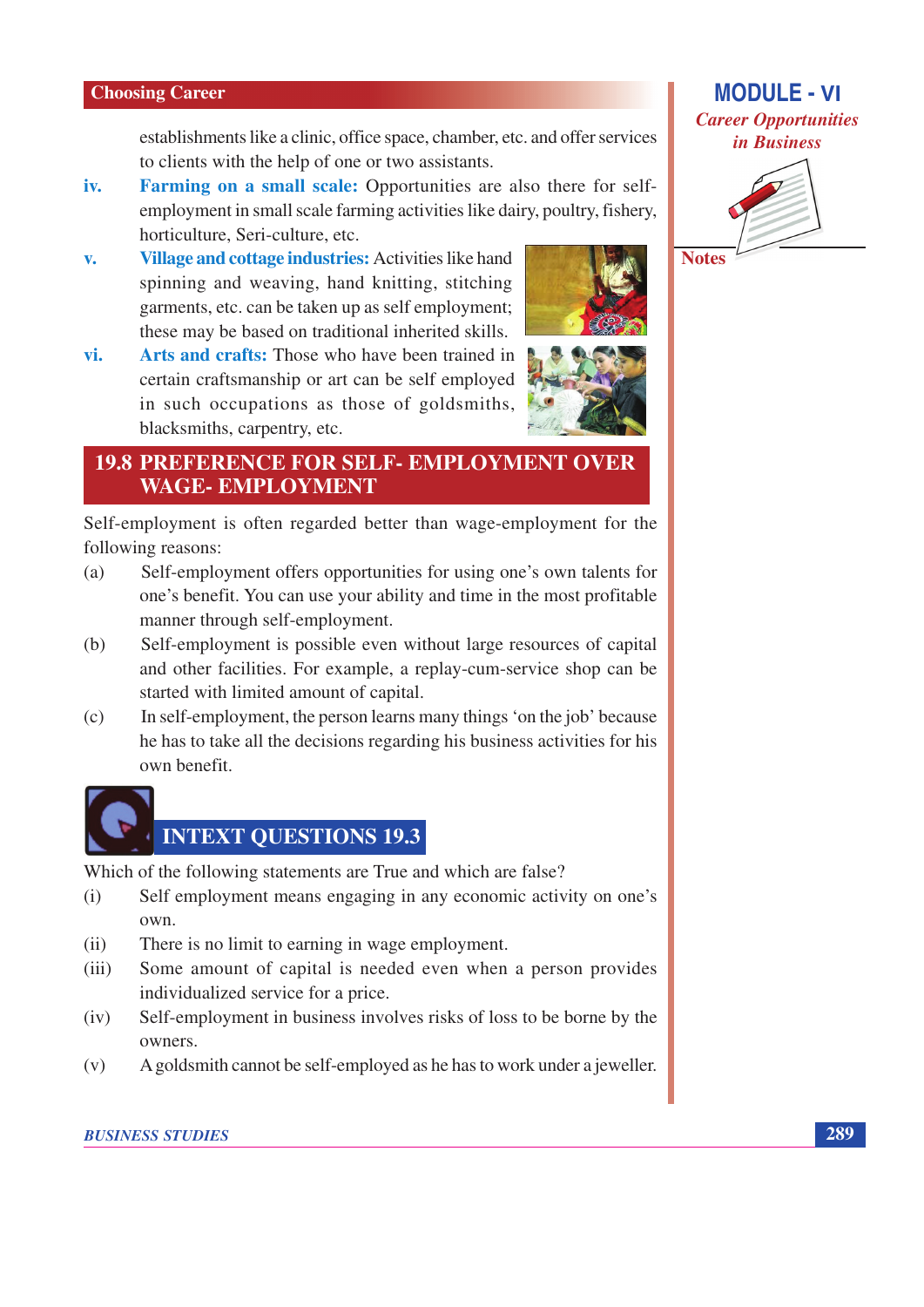establishments like a clinic, office space, chamber, etc. and offer services to clients with the help of one or two assistants.

iv. **Farming on a small scale:** Opportunities are also there for self-employment in small scale farming activities like dairy, poultry, fishery, horticulture, Seri-culture, etc.

v. **Village and cottage industries:** Activities like hand spinning and weaving, hand knitting, stitching garments, etc. can be taken up as self employment; these may be based on traditional inherited skills.

vi. **Arts and crafts:** Those who have been trained in certain craftsmanship or art can be self employed in such occupations as those of goldsmiths, blacksmiths, carpentry, etc.

## 19.8 PREFERENCE FOR SELF- EMPLOYMENT OVER WAGE- EMPLOYMENT

Self-employment is often regarded better than wage-employment for the following reasons:

(a) Self-employment offers opportunities for using one's own talents for one's benefit. You can use your ability and time in the most profitable manner through self-employment.

(b) Self-employment is possible even without large resources of capital and other facilities. For example, a replay-cum-service shop can be started with limited amount of capital.

(c) In self-employment, the person learns many things 'on the job' because he has to take all the decisions regarding his business activities for his own benefit.

## INTEXT QUESTIONS 19.3

Which of the following statements are True and which are false?

(i) Self employment means engaging in any economic activity on one's own.

(ii) There is no limit to earning in wage employment.

(iii) Some amount of capital is needed even when a person provides individualized service for a price.

(iv) Self-employment in business involves risks of loss to be borne by the owners.

(v) A goldsmith cannot be self-employed as he has to work under a jeweller.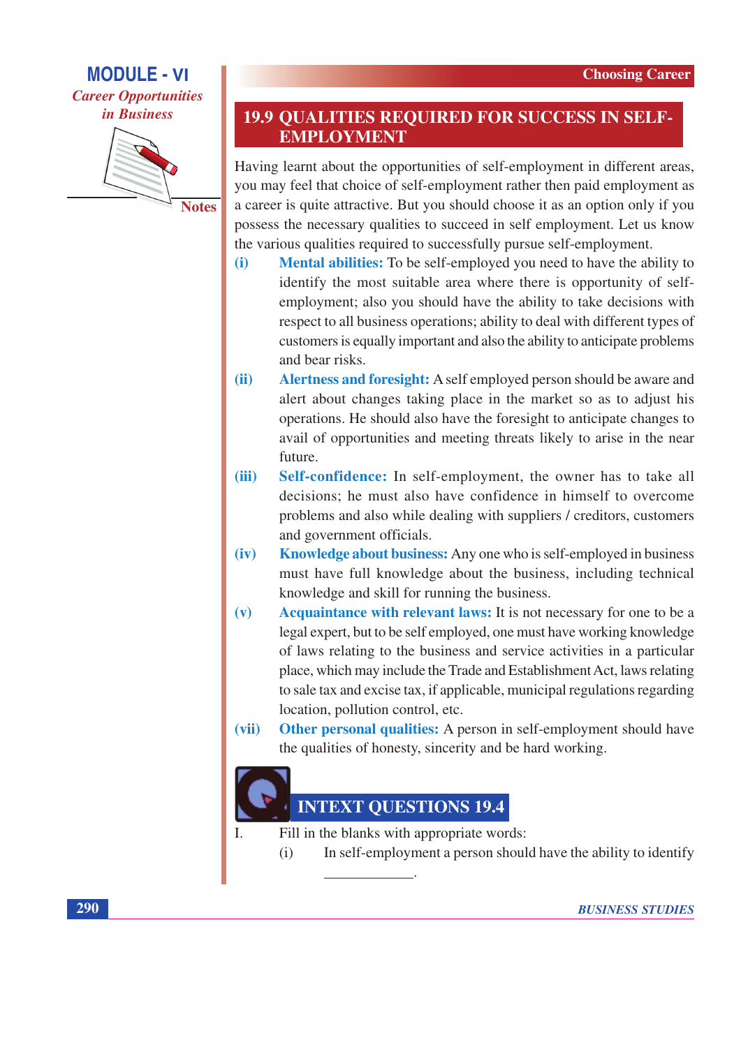## 19.9 QUALITIES REQUIRED FOR SUCCESS IN SELF-EMPLOYMENT

Having learnt about the opportunities of self-employment in different areas, you may feel that choice of self-employment rather then paid employment as a career is quite attractive. But you should choose it as an option only if you possess the necessary qualities to succeed in self employment. Let us know the various qualities required to successfully pursue self-employment.

(i) **Mental abilities:** To be self-employed you need to have the ability to identify the most suitable area where there is opportunity of self-employment; also you should have the ability to take decisions with respect to all business operations; ability to deal with different types of customers is equally important and also the ability to anticipate problems and bear risks.

(ii) **Alertness and foresight:** A self employed person should be aware and alert about changes taking place in the market so as to adjust his operations. He should also have the foresight to anticipate changes to avail of opportunities and meeting threats likely to arise in the near future.

(iii) **Self-confidence:** In self-employment, the owner has to take all decisions; he must also have confidence in himself to overcome problems and also while dealing with suppliers / creditors, customers and government officials.

(iv) **Knowledge about business:** Any one who is self-employed in business must have full knowledge about the business, including technical knowledge and skill for running the business.

(v) **Acquaintance with relevant laws:** It is not necessary for one to be a legal expert, but to be self employed, one must have working knowledge of laws relating to the business and service activities in a particular place, which may include the Trade and Establishment Act, laws relating to sale tax and excise tax, if applicable, municipal regulations regarding location, pollution control, etc.

(vii) **Other personal qualities:** A person in self-employment should have the qualities of honesty, sincerity and be hard working.

### INTEXT QUESTIONS 19.4

I. Fill in the blanks with appropriate words:

(i) In self-employment a person should have the ability to identify \_\_\_\_\_\_\_\_\_\_\_\_.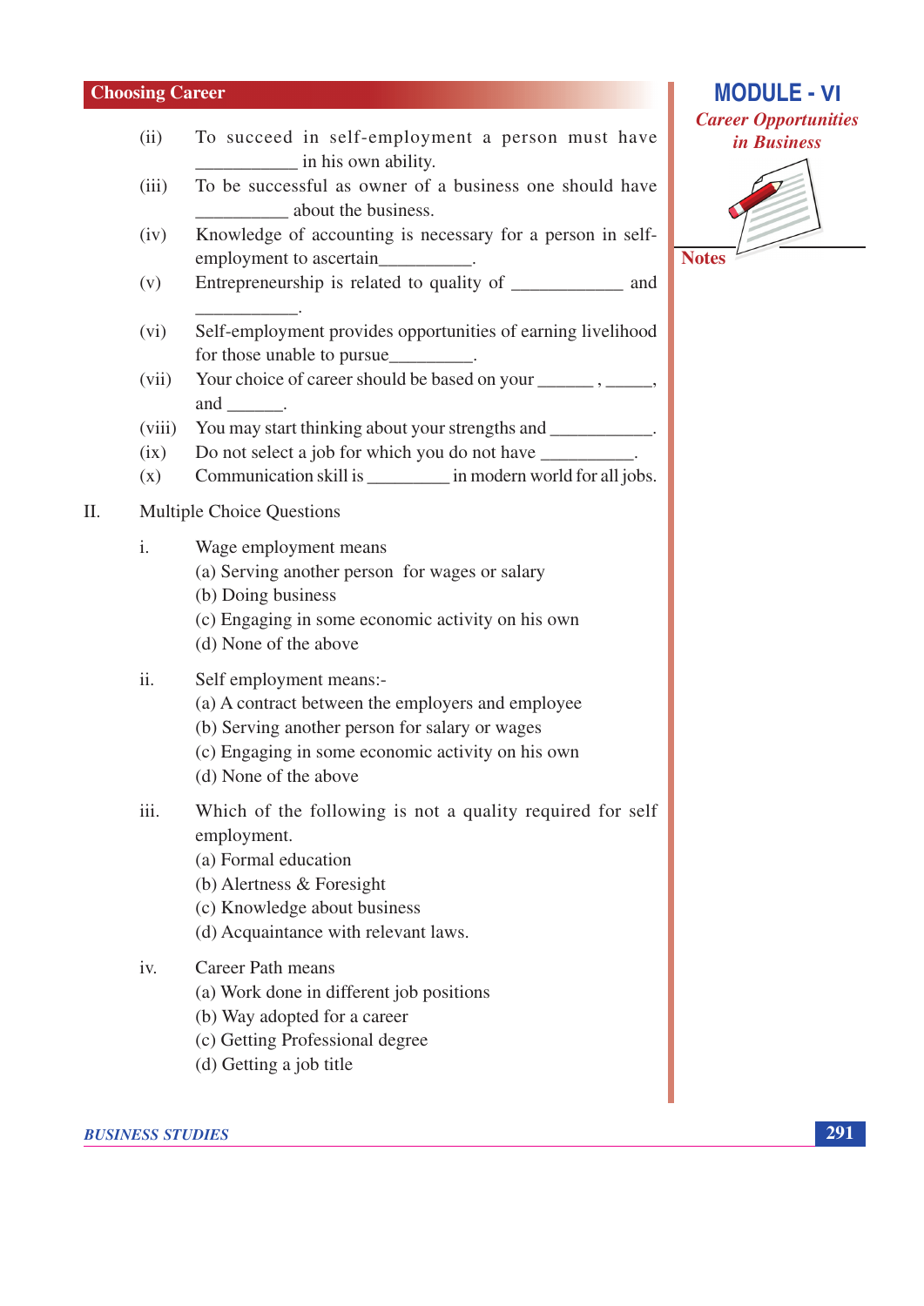(ii) To succeed in self-employment a person must have __________ in his own ability.

(iii) To be successful as owner of a business one should have __________ about the business.

(iv) Knowledge of accounting is necessary for a person in self-employment to ascertain__________.

(v) Entrepreneurship is related to quality of ____________ and ___________.

(vi) Self-employment provides opportunities of earning livelihood for those unable to pursue_________.

(vii) Your choice of career should be based on your ______ , _____, and ______.

(viii) You may start thinking about your strengths and ___________.

(ix) Do not select a job for which you do not have __________.

(x) Communication skill is _________ in modern world for all jobs.

II. Multiple Choice Questions

i. Wage employment means
   (a) Serving another person for wages or salary
   (b) Doing business
   (c) Engaging in some economic activity on his own
   (d) None of the above

ii. Self employment means:-
   (a) A contract between the employers and employee
   (b) Serving another person for salary or wages
   (c) Engaging in some economic activity on his own
   (d) None of the above

iii. Which of the following is not a quality required for self employment.
   (a) Formal education
   (b) Alertness & Foresight
   (c) Knowledge about business
   (d) Acquaintance with relevant laws.

iv. Career Path means
   (a) Work done in different job positions
   (b) Way adopted for a career
   (c) Getting Professional degree
   (d) Getting a job title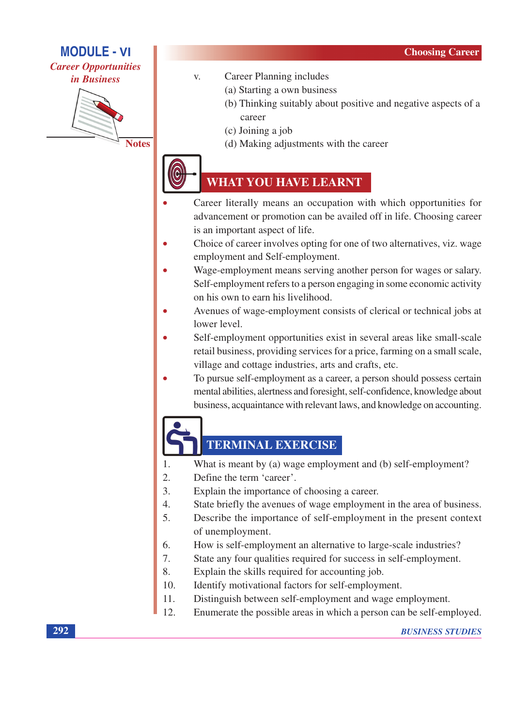v. Career Planning includes
   (a) Starting a own business
   (b) Thinking suitably about positive and negative aspects of a career
   (c) Joining a job
   (d) Making adjustments with the career

## WHAT YOU HAVE LEARNT

- Career literally means an occupation with which opportunities for advancement or promotion can be availed off in life. Choosing career is an important aspect of life.
- Choice of career involves opting for one of two alternatives, viz. wage employment and Self-employment.
- Wage-employment means serving another person for wages or salary. Self-employment refers to a person engaging in some economic activity on his own to earn his livelihood.
- Avenues of wage-employment consists of clerical or technical jobs at lower level.
- Self-employment opportunities exist in several areas like small-scale retail business, providing services for a price, farming on a small scale, village and cottage industries, arts and crafts, etc.
- To pursue self-employment as a career, a person should possess certain mental abilities, alertness and foresight, self-confidence, knowledge about business, acquaintance with relevant laws, and knowledge on accounting.

## TERMINAL EXERCISE

1. What is meant by (a) wage employment and (b) self-employment?
2. Define the term 'career'.
3. Explain the importance of choosing a career.
4. State briefly the avenues of wage employment in the area of business.
5. Describe the importance of self-employment in the present context of unemployment.
6. How is self-employment an alternative to large-scale industries?
7. State any four qualities required for success in self-employment.
8. Explain the skills required for accounting job.

10. Identify motivational factors for self-employment.
11. Distinguish between self-employment and wage employment.
12. Enumerate the possible areas in which a person can be self-employed.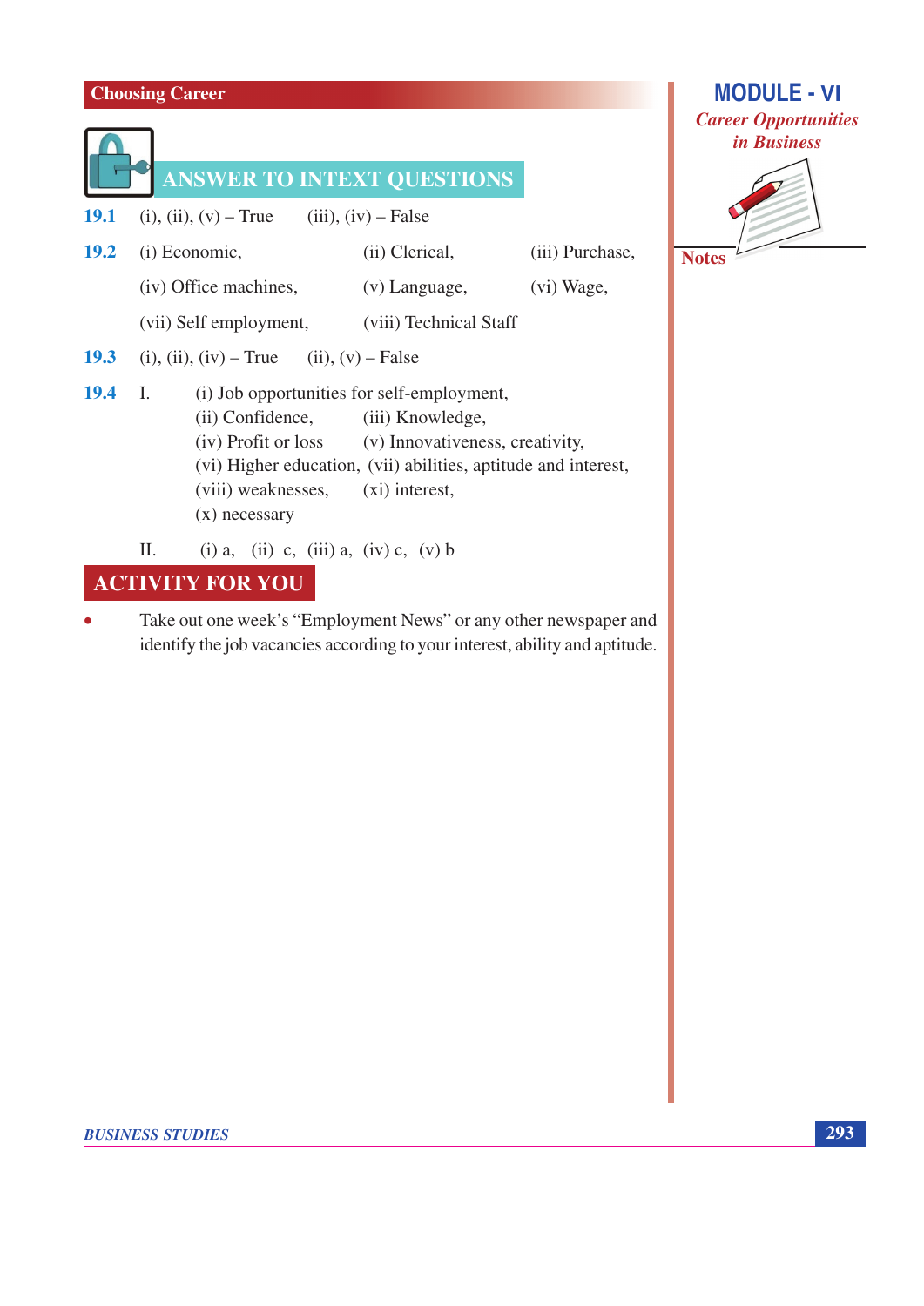## ANSWER TO INTEXT QUESTIONS

**19.1** (i), (ii), (v) – True (iii), (iv) – False

**19.2** (i) Economic, (ii) Clerical, (iii) Purchase, (iv) Office machines, (v) Language, (vi) Wage, (vii) Self employment, (viii) Technical Staff

**19.3** (i), (ii), (iv) – True (ii), (v) – False

**19.4** I. (i) Job opportunities for self-employment, (ii) Confidence, (iii) Knowledge, (iv) Profit or loss (v) Innovativeness, creativity, (vi) Higher education, (vii) abilities, aptitude and interest, (viii) weaknesses, (xi) interest, (x) necessary

II. (i) a, (ii) c, (iii) a, (iv) c, (v) b

## ACTIVITY FOR YOU

- Take out one week's "Employment News" or any other newspaper and identify the job vacancies according to your interest, ability and aptitude.